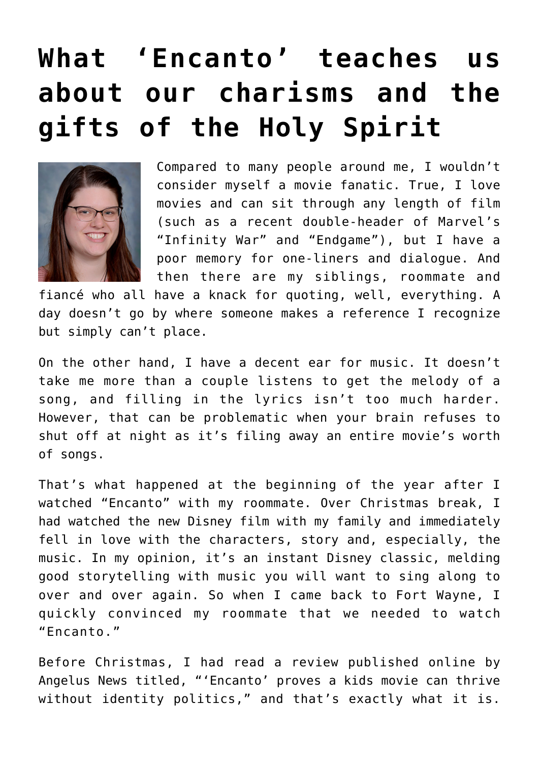# What 'Encanto' teaches us about our charisms and the gifts of the Holy Spirit

Compared to many people around me, I wouldn't consider myself a movie fanatic. True, I love movies and can sit through any length of film (such as a recent double-header of Marvel's "Infinity War" and "Endgame"), but I have a poor memory for one-liners and dialogue. And then there are my siblings, roommate and fiancé who all have a knack for quoting, well, everything. A day doesn't go by where someone makes a reference I recognize but simply can't place.

On the other hand, I have a decent ear for music. It doesn't take me more than a couple listens to get the melody of a song, and filling in the lyrics isn't too much harder. However, that can be problematic when your brain refuses to shut off at night as it's filing away an entire movie's worth of songs.

That's what happened at the beginning of the year after I watched "Encanto" with my roommate. Over Christmas break, I had watched the new Disney film with my family and immediately fell in love with the characters, story and, especially, the music. In my opinion, it's an instant Disney classic, melding good storytelling with music you will want to sing along to over and over again. So when I came back to Fort Wayne, I quickly convinced my roommate that we needed to watch "Encanto."

Before Christmas, I had read a review published online by Angelus News titled, "'Encanto' proves a kids movie can thrive without identity politics," and that's exactly what it is.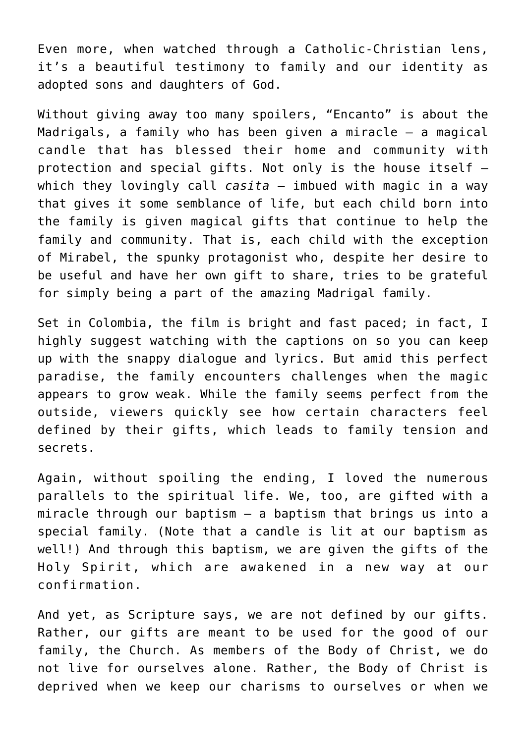Even more, when watched through a Catholic-Christian lens, it's a beautiful testimony to family and our identity as adopted sons and daughters of God.

Without giving away too many spoilers, "Encanto" is about the Madrigals, a family who has been given a miracle — a magical candle that has blessed their home and community with protection and special gifts. Not only is the house itself — which they lovingly call *casita* — imbued with magic in a way that gives it some semblance of life, but each child born into the family is given magical gifts that continue to help the family and community. That is, each child with the exception of Mirabel, the spunky protagonist who, despite her desire to be useful and have her own gift to share, tries to be grateful for simply being a part of the amazing Madrigal family.

Set in Colombia, the film is bright and fast paced; in fact, I highly suggest watching with the captions on so you can keep up with the snappy dialogue and lyrics. But amid this perfect paradise, the family encounters challenges when the magic appears to grow weak. While the family seems perfect from the outside, viewers quickly see how certain characters feel defined by their gifts, which leads to family tension and secrets.

Again, without spoiling the ending, I loved the numerous parallels to the spiritual life. We, too, are gifted with a miracle through our baptism — a baptism that brings us into a special family. (Note that a candle is lit at our baptism as well!) And through this baptism, we are given the gifts of the Holy Spirit, which are awakened in a new way at our confirmation.

And yet, as Scripture says, we are not defined by our gifts. Rather, our gifts are meant to be used for the good of our family, the Church. As members of the Body of Christ, we do not live for ourselves alone. Rather, the Body of Christ is deprived when we keep our charisms to ourselves or when we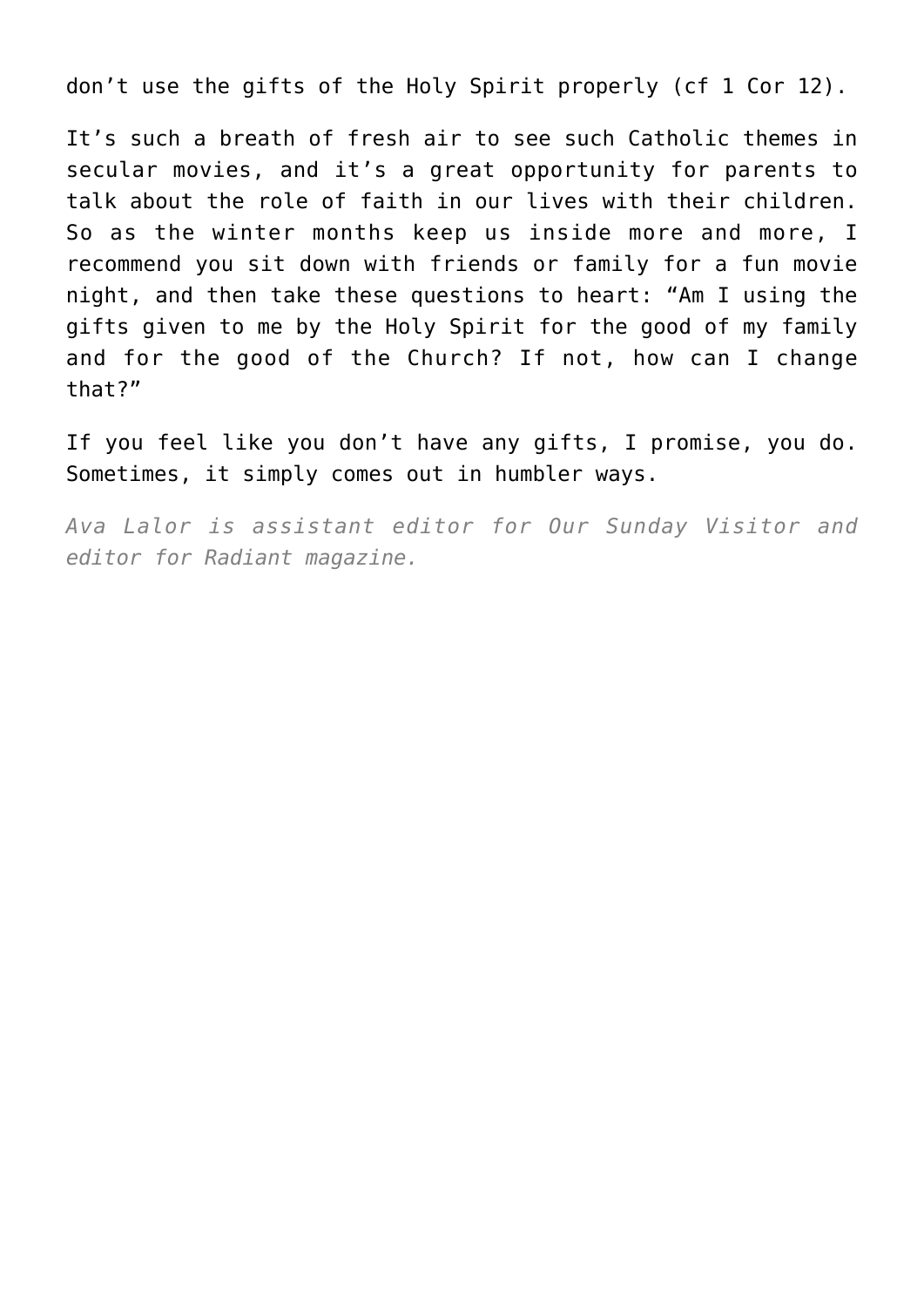don’t use the gifts of the Holy Spirit properly (cf 1 Cor 12).

It’s such a breath of fresh air to see such Catholic themes in secular movies, and it’s a great opportunity for parents to talk about the role of faith in our lives with their children. So as the winter months keep us inside more and more, I recommend you sit down with friends or family for a fun movie night, and then take these questions to heart: “Am I using the gifts given to me by the Holy Spirit for the good of my family and for the good of the Church? If not, how can I change that?”

If you feel like you don’t have any gifts, I promise, you do. Sometimes, it simply comes out in humbler ways.

*Ava Lalor is assistant editor for Our Sunday Visitor and editor for Radiant magazine.*